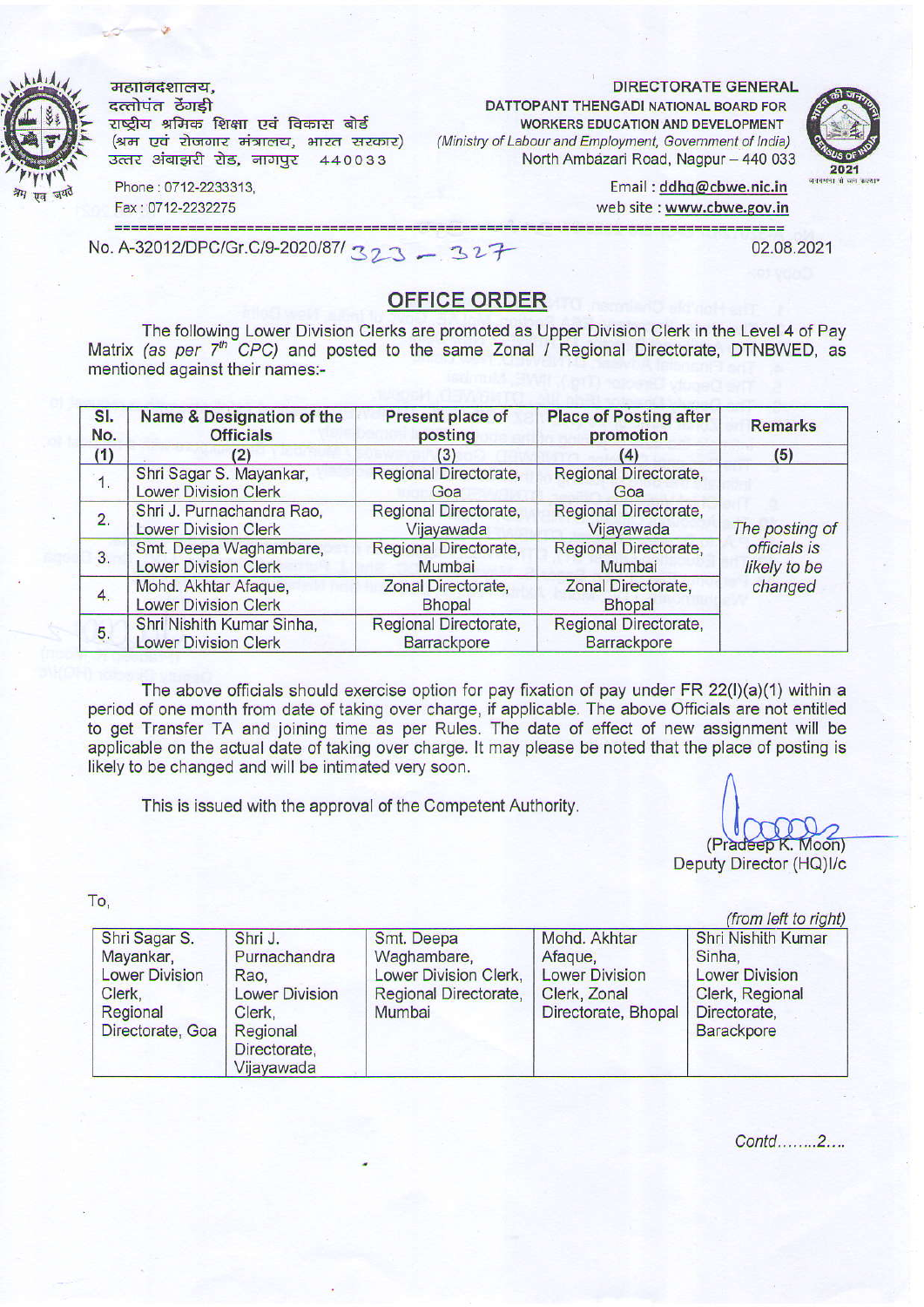महानिदेशालय,
दत्तोपंत ठेंगड़ी
राष्ट्रीय श्रमिक शिक्षा एवं विकास बोर्ड
(श्रम एवं रोजगार मंत्रालय, भारत सरकार)
उत्तर अंबाझरी रोड, नागपुर 440033

Phone : 0712-2233313,
Fax : 0712-2232275

DIRECTORATE GENERAL
DATTOPANT THENGADI NATIONAL BOARD FOR
WORKERS EDUCATION AND DEVELOPMENT
*(Ministry of Labour and Employment, Government of India)*
North Ambazari Road, Nagpur – 440 033

Email : ddhq@cbwe.nic.in
web site : www.cbwe.gov.in

No. A-32012/DPC/Gr.C/9-2020/87/ 323 – 327

02.08.2021

## OFFICE ORDER

The following Lower Division Clerks are promoted as Upper Division Clerk in the Level 4 of Pay Matrix *(as per 7th CPC)* and posted to the same Zonal / Regional Directorate, DTNBWED, as mentioned against their names:-

| Sl. No. | Name & Designation of the Officials | Present place of posting | Place of Posting after promotion | Remarks |
|---|---|---|---|---|
| (1) | (2) | (3) | (4) | (5) |
| 1. | Shri Sagar S. Mayankar, Lower Division Clerk | Regional Directorate, Goa | Regional Directorate, Goa | *The posting of officials is likely to be changed* |
| 2. | Shri J. Purnachandra Rao, Lower Division Clerk | Regional Directorate, Vijayawada | Regional Directorate, Vijayawada | |
| 3. | Smt. Deepa Waghambare, Lower Division Clerk | Regional Directorate, Mumbai | Regional Directorate, Mumbai | |
| 4. | Mohd. Akhtar Afaque, Lower Division Clerk | Zonal Directorate, Bhopal | Zonal Directorate, Bhopal | |
| 5. | Shri Nishith Kumar Sinha, Lower Division Clerk | Regional Directorate, Barrackpore | Regional Directorate, Barrackpore | |

The above officials should exercise option for pay fixation of pay under FR 22(I)(a)(1) within a period of one month from date of taking over charge, if applicable. The above Officials are not entitled to get Transfer TA and joining time as per Rules. The date of effect of new assignment will be applicable on the actual date of taking over charge. It may please be noted that the place of posting is likely to be changed and will be intimated very soon.

This is issued with the approval of the Competent Authority.

(Pradeep K. Moon)
Deputy Director (HQ)I/c

To,

*(from left to right)*

| | | | | |
|---|---|---|---|---|
| Shri Sagar S. Mayankar, Lower Division Clerk, Regional Directorate, Goa | Shri J. Purnachandra Rao, Lower Division Clerk, Regional Directorate, Vijayawada | Smt. Deepa Waghambare, Lower Division Clerk, Regional Directorate, Mumbai | Mohd. Akhtar Afaque, Lower Division Clerk, Zonal Directorate, Bhopal | Shri Nishith Kumar Sinha, Lower Division Clerk, Regional Directorate, Barrackpore |

Contd........2....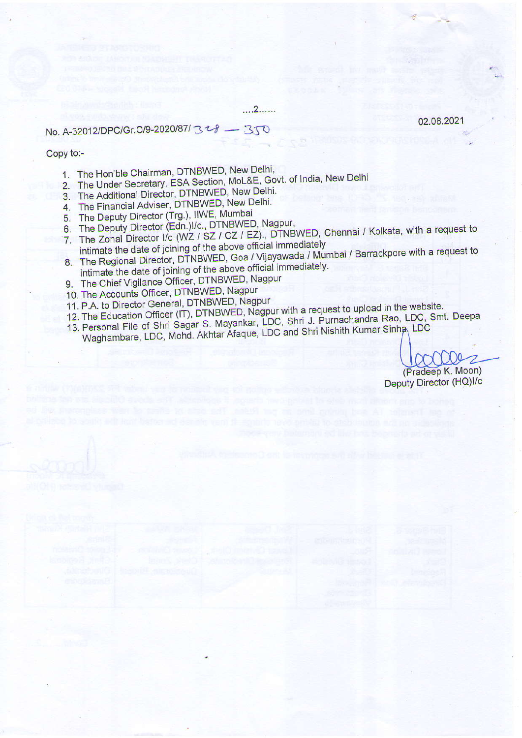....2......

No. A-32012/DPC/Gr.C/9-2020/87/ 328 — 350

02.08.2021

Copy to:-

1. The Hon'ble Chairman, DTNBWED, New Delhi,
2. The Under Secretary, ESA Section, MoL&E, Govt. of India, New Delhi
3. The Additional Director, DTNBWED, New Delhi.
4. The Financial Adviser, DTNBWED, New Delhi.
5. The Deputy Director (Trg.), IIWE, Mumbai
6. The Deputy Director (Edn.)I/c., DTNBWED, Nagpur,
7. The Zonal Director I/c (WZ / SZ / CZ / EZ)., DTNBWED, Chennai / Kolkata, with a request to intimate the date of joining of the above official immediately
8. The Regional Director, DTNBWED, Goa / Vijayawada / Mumbai / Barrackpore with a request to intimate the date of joining of the above official immediately.
9. The Chief Vigilance Officer, DTNBWED, Nagpur
10. The Accounts Officer, DTNBWED, Nagpur
11. P.A. to Director General, DTNBWED, Nagpur
12. The Education Officer (IT), DTNBWED, Nagpur with a request to upload in the website.
13. Personal File of Shri Sagar S. Mayankar, LDC, Shri J. Purnachandra Rao, LDC, Smt. Deepa Waghambare, LDC, Mohd. Akhtar Afaque, LDC and Shri Nishith Kumar Sinha, LDC

(Pradeep K. Moon)
Deputy Director (HQ)I/c